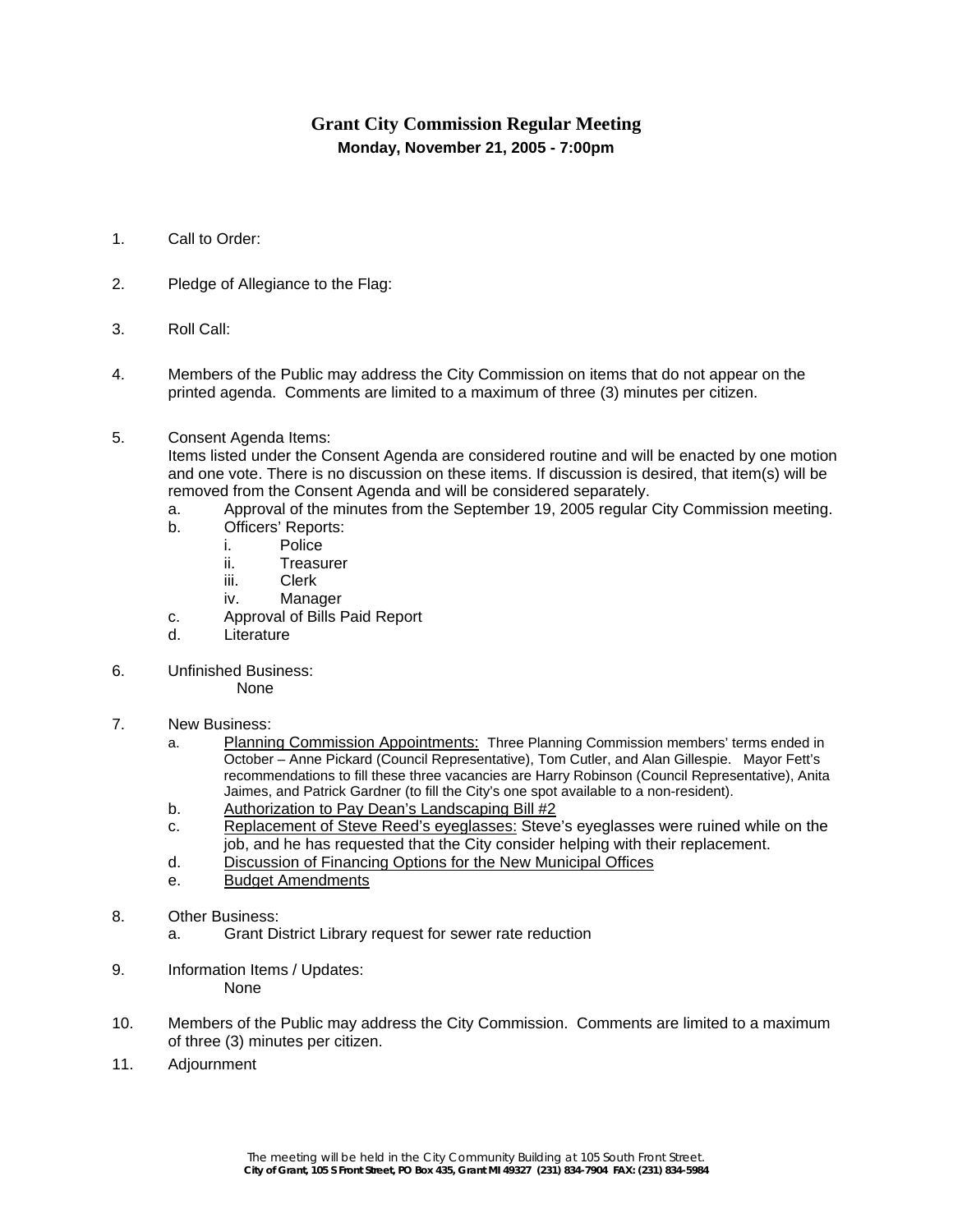# Grant City Commission Regular Meeting

**Monday, November 21, 2005 - 7:00pm**

1. Call to Order:

2. Pledge of Allegiance to the Flag:

3. Roll Call:

4. Members of the Public may address the City Commission on items that do not appear on the printed agenda. Comments are limited to a maximum of three (3) minutes per citizen.

5. Consent Agenda Items:
   Items listed under the Consent Agenda are considered routine and will be enacted by one motion and one vote. There is no discussion on these items. If discussion is desired, that item(s) will be removed from the Consent Agenda and will be considered separately.
   a. Approval of the minutes from the September 19, 2005 regular City Commission meeting.
   b. Officers' Reports:
      i. Police
      ii. Treasurer
      iii. Clerk
      iv. Manager
   c. Approval of Bills Paid Report
   d. Literature

6. Unfinished Business:
   None

7. New Business:
   a. Planning Commission Appointments: Three Planning Commission members' terms ended in October – Anne Pickard (Council Representative), Tom Cutler, and Alan Gillespie. Mayor Fett's recommendations to fill these three vacancies are Harry Robinson (Council Representative), Anita Jaimes, and Patrick Gardner (to fill the City's one spot available to a non-resident).
   b. Authorization to Pay Dean's Landscaping Bill #2
   c. Replacement of Steve Reed's eyeglasses: Steve's eyeglasses were ruined while on the job, and he has requested that the City consider helping with their replacement.
   d. Discussion of Financing Options for the New Municipal Offices
   e. Budget Amendments

8. Other Business:
   a. Grant District Library request for sewer rate reduction

9. Information Items / Updates:
   None

10. Members of the Public may address the City Commission. Comments are limited to a maximum of three (3) minutes per citizen.

11. Adjournment

The meeting will be held in the City Community Building at 105 South Front Street.
**City of Grant, 105 S Front Street, PO Box 435, Grant MI 49327 (231) 834-7904 FAX: (231) 834-5984**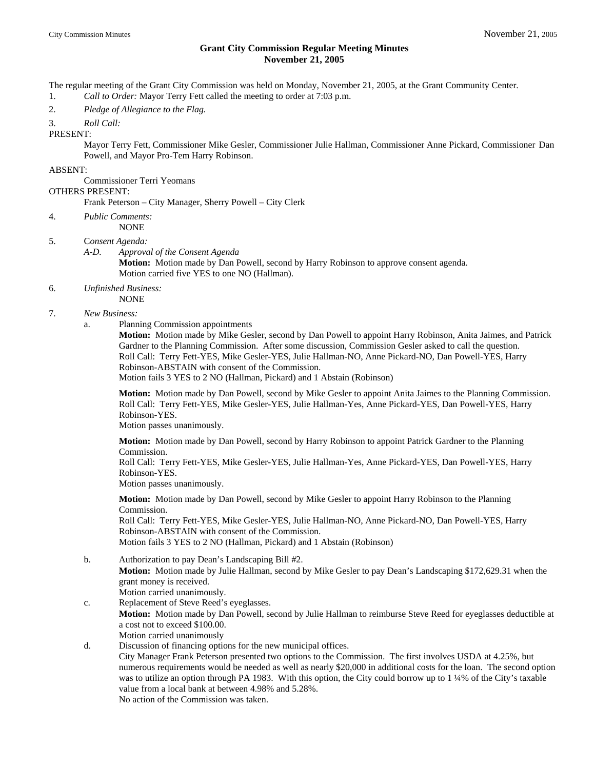# Grant City Commission Regular Meeting Minutes
## November 21, 2005

The regular meeting of the Grant City Commission was held on Monday, November 21, 2005, at the Grant Community Center.

1. *Call to Order:* Mayor Terry Fett called the meeting to order at 7:03 p.m.
2. *Pledge of Allegiance to the Flag.*
3. *Roll Call:*

PRESENT:

Mayor Terry Fett, Commissioner Mike Gesler, Commissioner Julie Hallman, Commissioner Anne Pickard, Commissioner Dan Powell, and Mayor Pro-Tem Harry Robinson.

ABSENT:

Commissioner Terri Yeomans

OTHERS PRESENT:

Frank Peterson – City Manager, Sherry Powell – City Clerk

4. *Public Comments:*
   NONE
5. C*onsent Agenda:*
   *A-D. Approval of the Consent Agenda*
   **Motion:** Motion made by Dan Powell, second by Harry Robinson to approve consent agenda.
   Motion carried five YES to one NO (Hallman).
6. *Unfinished Business:*
   NONE
7. *New Business:*
   a. Planning Commission appointments
      **Motion:** Motion made by Mike Gesler, second by Dan Powell to appoint Harry Robinson, Anita Jaimes, and Patrick Gardner to the Planning Commission. After some discussion, Commission Gesler asked to call the question.
      Roll Call: Terry Fett-YES, Mike Gesler-YES, Julie Hallman-NO, Anne Pickard-NO, Dan Powell-YES, Harry Robinson-ABSTAIN with consent of the Commission.
      Motion fails 3 YES to 2 NO (Hallman, Pickard) and 1 Abstain (Robinson)

      **Motion:** Motion made by Dan Powell, second by Mike Gesler to appoint Anita Jaimes to the Planning Commission.
      Roll Call: Terry Fett-YES, Mike Gesler-YES, Julie Hallman-Yes, Anne Pickard-YES, Dan Powell-YES, Harry Robinson-YES.
      Motion passes unanimously.

      **Motion:** Motion made by Dan Powell, second by Harry Robinson to appoint Patrick Gardner to the Planning Commission.
      Roll Call: Terry Fett-YES, Mike Gesler-YES, Julie Hallman-Yes, Anne Pickard-YES, Dan Powell-YES, Harry Robinson-YES.
      Motion passes unanimously.

      **Motion:** Motion made by Dan Powell, second by Mike Gesler to appoint Harry Robinson to the Planning Commission.
      Roll Call: Terry Fett-YES, Mike Gesler-YES, Julie Hallman-NO, Anne Pickard-NO, Dan Powell-YES, Harry Robinson-ABSTAIN with consent of the Commission.
      Motion fails 3 YES to 2 NO (Hallman, Pickard) and 1 Abstain (Robinson)
   b. Authorization to pay Dean's Landscaping Bill #2.
      **Motion:** Motion made by Julie Hallman, second by Mike Gesler to pay Dean's Landscaping $172,629.31 when the grant money is received.
      Motion carried unanimously.
   c. Replacement of Steve Reed's eyeglasses.
      **Motion:** Motion made by Dan Powell, second by Julie Hallman to reimburse Steve Reed for eyeglasses deductible at a cost not to exceed $100.00.
      Motion carried unanimously
   d. Discussion of financing options for the new municipal offices.
      City Manager Frank Peterson presented two options to the Commission. The first involves USDA at 4.25%, but numerous requirements would be needed as well as nearly $20,000 in additional costs for the loan. The second option was to utilize an option through PA 1983. With this option, the City could borrow up to 1 ¼% of the City's taxable value from a local bank at between 4.98% and 5.28%.
      No action of the Commission was taken.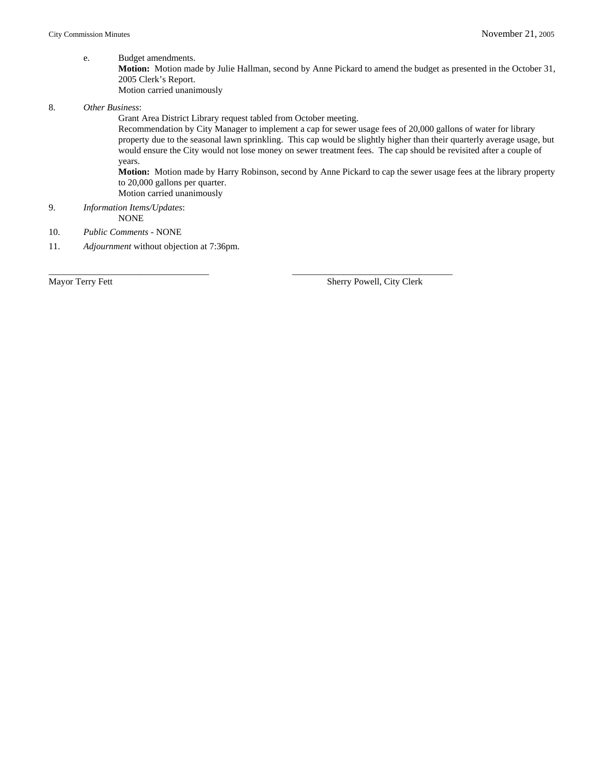e. Budget amendments.
   **Motion:** Motion made by Julie Hallman, second by Anne Pickard to amend the budget as presented in the October 31, 2005 Clerk's Report.
   Motion carried unanimously

8. *Other Business*:
   Grant Area District Library request tabled from October meeting.
   Recommendation by City Manager to implement a cap for sewer usage fees of 20,000 gallons of water for library property due to the seasonal lawn sprinkling. This cap would be slightly higher than their quarterly average usage, but would ensure the City would not lose money on sewer treatment fees. The cap should be revisited after a couple of years.
   **Motion:** Motion made by Harry Robinson, second by Anne Pickard to cap the sewer usage fees at the library property to 20,000 gallons per quarter.
   Motion carried unanimously

9. *Information Items/Updates*:
   NONE

10. *Public Comments* - NONE

11. *Adjournment* without objection at 7:36pm.

___________________________________ ___________________________________

Mayor Terry Fett Sherry Powell, City Clerk